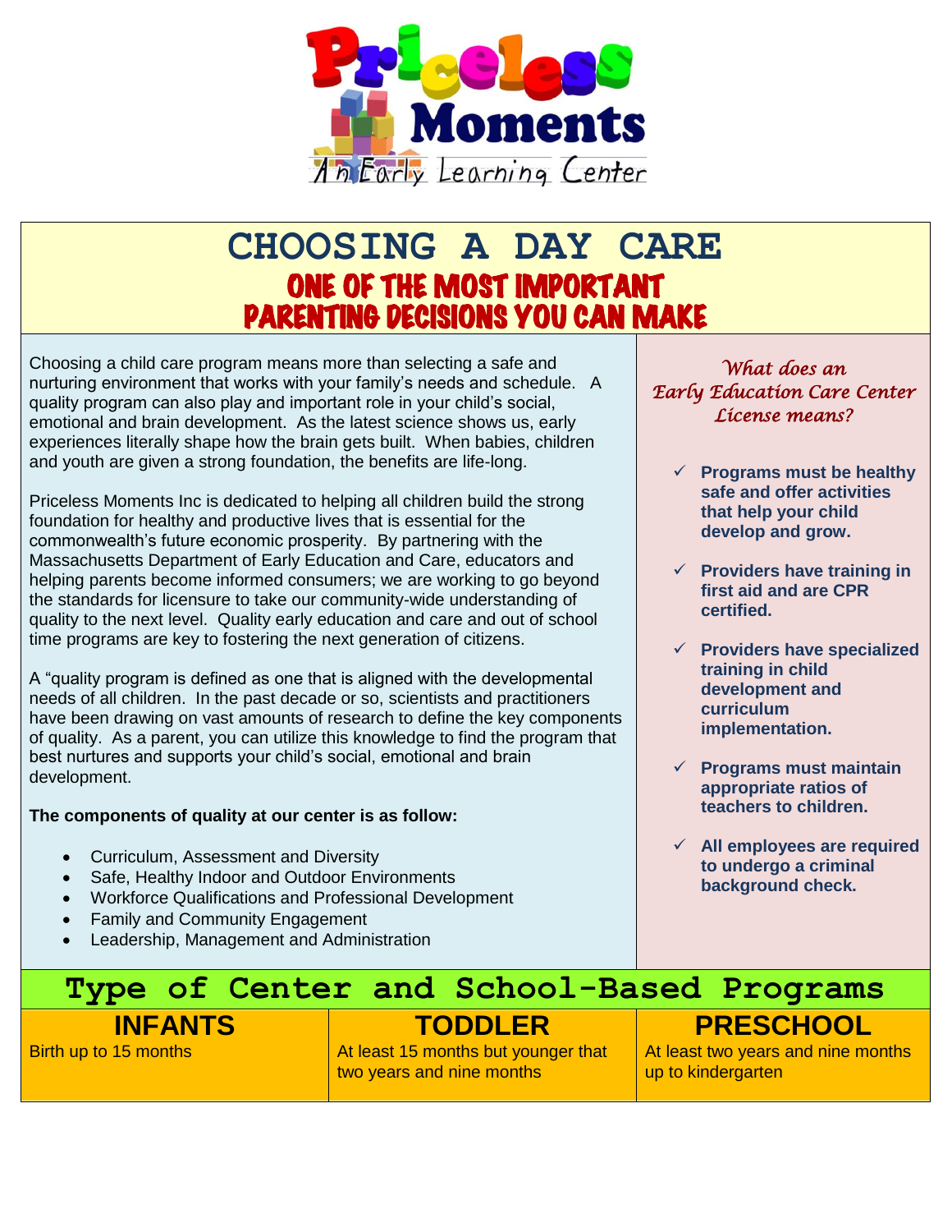Priceless Moments

An Early Learning Center

# CHOOSING A DAY CARE

## ONE OF THE MOST IMPORTANT PARENTING DECISIONS YOU CAN MAKE

Choosing a child care program means more than selecting a safe and nurturing environment that works with your family's needs and schedule. A quality program can also play and important role in your child's social, emotional and brain development. As the latest science shows us, early experiences literally shape how the brain gets built. When babies, children and youth are given a strong foundation, the benefits are life-long.

Priceless Moments Inc is dedicated to helping all children build the strong foundation for healthy and productive lives that is essential for the commonwealth's future economic prosperity. By partnering with the Massachusetts Department of Early Education and Care, educators and helping parents become informed consumers; we are working to go beyond the standards for licensure to take our community-wide understanding of quality to the next level. Quality early education and care and out of school time programs are key to fostering the next generation of citizens.

A "quality program is defined as one that is aligned with the developmental needs of all children. In the past decade or so, scientists and practitioners have been drawing on vast amounts of research to define the key components of quality. As a parent, you can utilize this knowledge to find the program that best nurtures and supports your child's social, emotional and brain development.

**The components of quality at our center is as follow:**

- Curriculum, Assessment and Diversity
- Safe, Healthy Indoor and Outdoor Environments
- Workforce Qualifications and Professional Development
- Family and Community Engagement
- Leadership, Management and Administration

### *What does an Early Education Care Center License means?*

- ✓ **Programs must be healthy safe and offer activities that help your child develop and grow.**
- ✓ **Providers have training in first aid and are CPR certified.**
- ✓ **Providers have specialized training in child development and curriculum implementation.**
- ✓ **Programs must maintain appropriate ratios of teachers to children.**
- ✓ **All employees are required to undergo a criminal background check.**

## Type of Center and School-Based Programs

| INFANTS | TODDLER | PRESCHOOL |
|---|---|---|
| Birth up to 15 months | At least 15 months but younger that two years and nine months | At least two years and nine months up to kindergarten |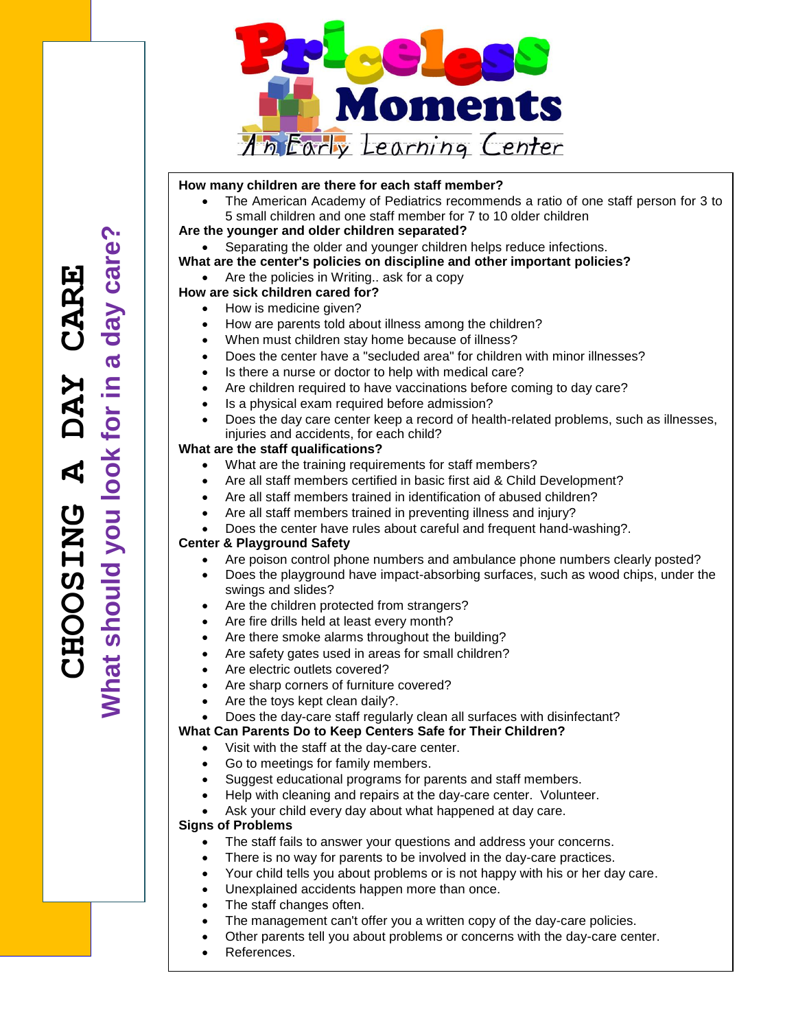# Priceless Moments

An Early Learning Center

## CHOOSING A DAY CARE

### What should you look for in a day care?

**How many children are there for each staff member?**

- The American Academy of Pediatrics recommends a ratio of one staff person for 3 to 5 small children and one staff member for 7 to 10 older children

**Are the younger and older children separated?**

- Separating the older and younger children helps reduce infections.

**What are the center's policies on discipline and other important policies?**

- Are the policies in Writing.. ask for a copy

**How are sick children cared for?**

- How is medicine given?
- How are parents told about illness among the children?
- When must children stay home because of illness?
- Does the center have a "secluded area" for children with minor illnesses?
- Is there a nurse or doctor to help with medical care?
- Are children required to have vaccinations before coming to day care?
- Is a physical exam required before admission?
- Does the day care center keep a record of health-related problems, such as illnesses, injuries and accidents, for each child?

**What are the staff qualifications?**

- What are the training requirements for staff members?
- Are all staff members certified in basic first aid & Child Development?
- Are all staff members trained in identification of abused children?
- Are all staff members trained in preventing illness and injury?
- Does the center have rules about careful and frequent hand-washing?.

**Center & Playground Safety**

- Are poison control phone numbers and ambulance phone numbers clearly posted?
- Does the playground have impact-absorbing surfaces, such as wood chips, under the swings and slides?
- Are the children protected from strangers?
- Are fire drills held at least every month?
- Are there smoke alarms throughout the building?
- Are safety gates used in areas for small children?
- Are electric outlets covered?
- Are sharp corners of furniture covered?
- Are the toys kept clean daily?.
- Does the day-care staff regularly clean all surfaces with disinfectant?

**What Can Parents Do to Keep Centers Safe for Their Children?**

- Visit with the staff at the day-care center.
- Go to meetings for family members.
- Suggest educational programs for parents and staff members.
- Help with cleaning and repairs at the day-care center. Volunteer.
- Ask your child every day about what happened at day care.

**Signs of Problems**

- The staff fails to answer your questions and address your concerns.
- There is no way for parents to be involved in the day-care practices.
- Your child tells you about problems or is not happy with his or her day care.
- Unexplained accidents happen more than once.
- The staff changes often.
- The management can't offer you a written copy of the day-care policies.
- Other parents tell you about problems or concerns with the day-care center.
- References.